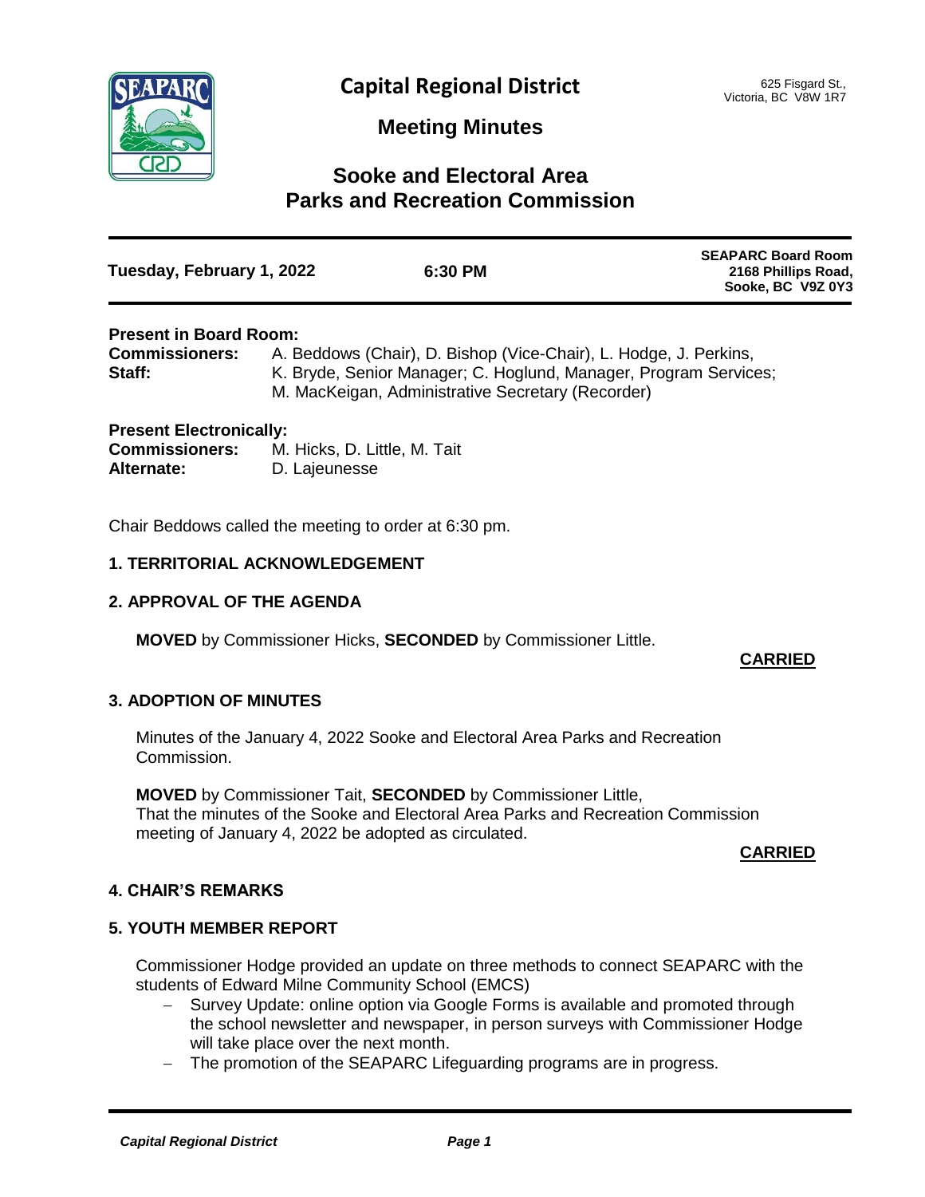# Capital Regional District

625 Fisgard St.,
Victoria, BC V8W 1R7

## Meeting Minutes

## Sooke and Electoral Area Parks and Recreation Commission

**Tuesday, February 1, 2022** | **6:30 PM** | **SEAPARC Board Room 2168 Phillips Road, Sooke, BC V9Z 0Y3**

---

**Present in Board Room:**

**Commissioners:** A. Beddows (Chair), D. Bishop (Vice-Chair), L. Hodge, J. Perkins,

**Staff:** K. Bryde, Senior Manager; C. Hoglund, Manager, Program Services; M. MacKeigan, Administrative Secretary (Recorder)

**Present Electronically:**

**Commissioners:** M. Hicks, D. Little, M. Tait

**Alternate:** D. Lajeunesse

Chair Beddows called the meeting to order at 6:30 pm.

### 1. TERRITORIAL ACKNOWLEDGEMENT

### 2. APPROVAL OF THE AGENDA

**MOVED** by Commissioner Hicks, **SECONDED** by Commissioner Little.

**CARRIED**

### 3. ADOPTION OF MINUTES

Minutes of the January 4, 2022 Sooke and Electoral Area Parks and Recreation Commission.

**MOVED** by Commissioner Tait, **SECONDED** by Commissioner Little,
That the minutes of the Sooke and Electoral Area Parks and Recreation Commission meeting of January 4, 2022 be adopted as circulated.

**CARRIED**

### 4. CHAIR'S REMARKS

### 5. YOUTH MEMBER REPORT

Commissioner Hodge provided an update on three methods to connect SEAPARC with the students of Edward Milne Community School (EMCS)

- Survey Update: online option via Google Forms is available and promoted through the school newsletter and newspaper, in person surveys with Commissioner Hodge will take place over the next month.
- The promotion of the SEAPARC Lifeguarding programs are in progress.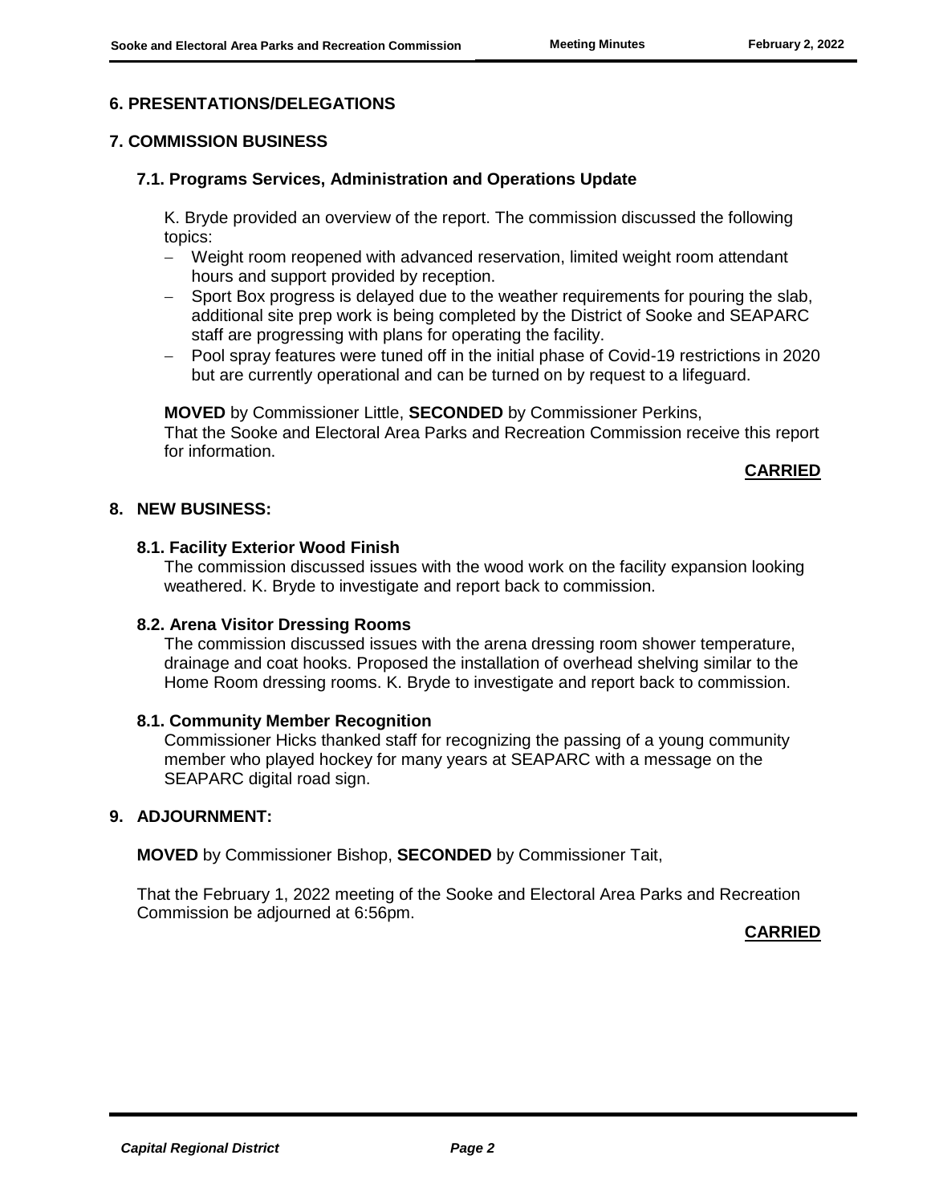## 6. PRESENTATIONS/DELEGATIONS

## 7. COMMISSION BUSINESS

### 7.1. Programs Services, Administration and Operations Update

K. Bryde provided an overview of the report. The commission discussed the following topics:

- Weight room reopened with advanced reservation, limited weight room attendant hours and support provided by reception.
- Sport Box progress is delayed due to the weather requirements for pouring the slab, additional site prep work is being completed by the District of Sooke and SEAPARC staff are progressing with plans for operating the facility.
- Pool spray features were tuned off in the initial phase of Covid-19 restrictions in 2020 but are currently operational and can be turned on by request to a lifeguard.

**MOVED** by Commissioner Little, **SECONDED** by Commissioner Perkins,
That the Sooke and Electoral Area Parks and Recreation Commission receive this report for information.

**CARRIED**

## 8. NEW BUSINESS:

### 8.1. Facility Exterior Wood Finish

The commission discussed issues with the wood work on the facility expansion looking weathered. K. Bryde to investigate and report back to commission.

### 8.2. Arena Visitor Dressing Rooms

The commission discussed issues with the arena dressing room shower temperature, drainage and coat hooks. Proposed the installation of overhead shelving similar to the Home Room dressing rooms. K. Bryde to investigate and report back to commission.

### 8.1. Community Member Recognition

Commissioner Hicks thanked staff for recognizing the passing of a young community member who played hockey for many years at SEAPARC with a message on the SEAPARC digital road sign.

## 9. ADJOURNMENT:

**MOVED** by Commissioner Bishop, **SECONDED** by Commissioner Tait,

That the February 1, 2022 meeting of the Sooke and Electoral Area Parks and Recreation Commission be adjourned at 6:56pm.

**CARRIED**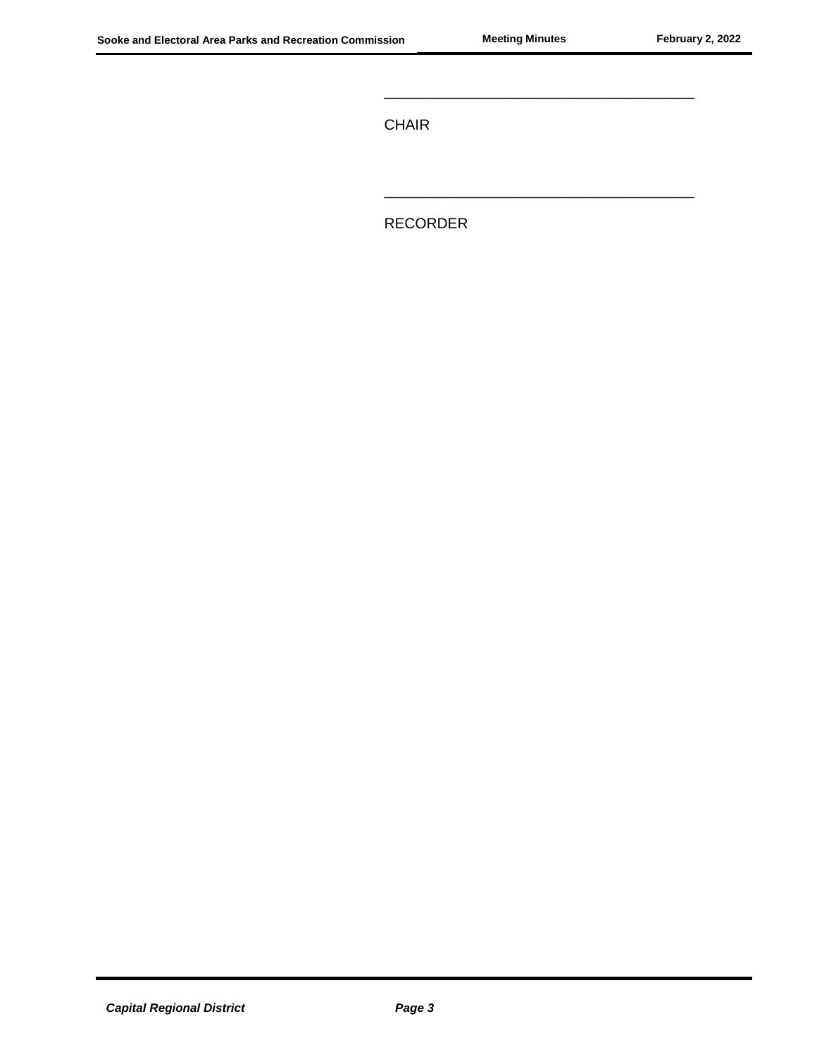\_\_\_\_\_\_\_\_\_\_\_\_\_\_\_\_\_\_\_\_\_\_\_\_\_\_\_\_\_\_\_\_\_\_\_\_\_\_\_

CHAIR

\_\_\_\_\_\_\_\_\_\_\_\_\_\_\_\_\_\_\_\_\_\_\_\_\_\_\_\_\_\_\_\_\_\_\_\_\_\_\_

RECORDER